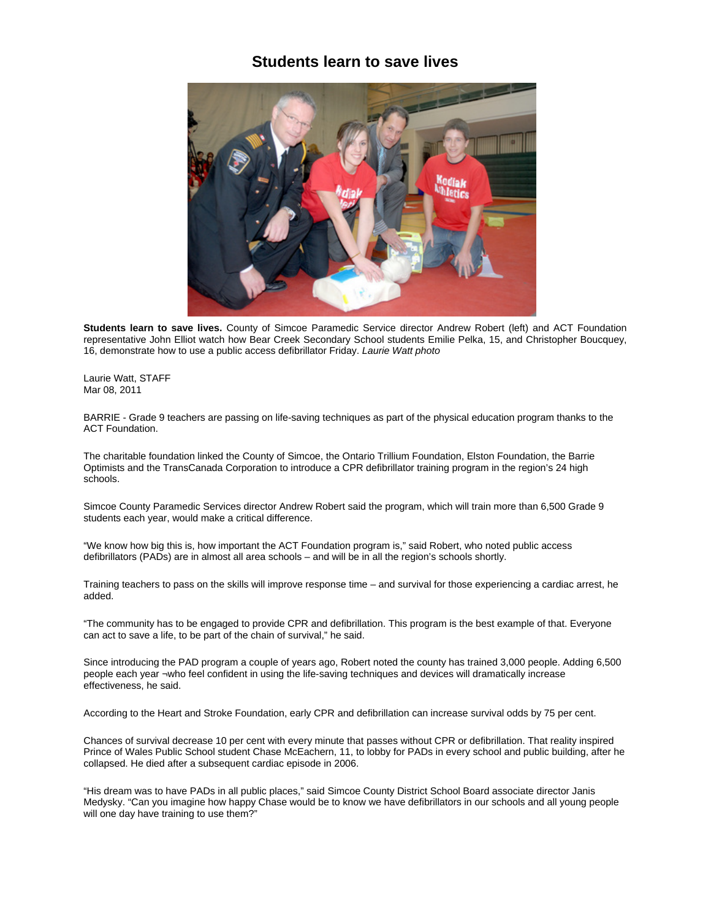# Students learn to save lives

**Students learn to save lives.** County of Simcoe Paramedic Service director Andrew Robert (left) and ACT Foundation representative John Elliot watch how Bear Creek Secondary School students Emilie Pelka, 15, and Christopher Boucquey, 16, demonstrate how to use a public access defibrillator Friday. *Laurie Watt photo*

Laurie Watt, STAFF
Mar 08, 2011

BARRIE - Grade 9 teachers are passing on life-saving techniques as part of the physical education program thanks to the ACT Foundation.

The charitable foundation linked the County of Simcoe, the Ontario Trillium Foundation, Elston Foundation, the Barrie Optimists and the TransCanada Corporation to introduce a CPR defibrillator training program in the region's 24 high schools.

Simcoe County Paramedic Services director Andrew Robert said the program, which will train more than 6,500 Grade 9 students each year, would make a critical difference.

"We know how big this is, how important the ACT Foundation program is," said Robert, who noted public access defibrillators (PADs) are in almost all area schools – and will be in all the region's schools shortly.

Training teachers to pass on the skills will improve response time – and survival for those experiencing a cardiac arrest, he added.

"The community has to be engaged to provide CPR and defibrillation. This program is the best example of that. Everyone can act to save a life, to be part of the chain of survival," he said.

Since introducing the PAD program a couple of years ago, Robert noted the county has trained 3,000 people. Adding 6,500 people each year ¬who feel confident in using the life-saving techniques and devices will dramatically increase effectiveness, he said.

According to the Heart and Stroke Foundation, early CPR and defibrillation can increase survival odds by 75 per cent.

Chances of survival decrease 10 per cent with every minute that passes without CPR or defibrillation. That reality inspired Prince of Wales Public School student Chase McEachern, 11, to lobby for PADs in every school and public building, after he collapsed. He died after a subsequent cardiac episode in 2006.

"His dream was to have PADs in all public places," said Simcoe County District School Board associate director Janis Medysky. "Can you imagine how happy Chase would be to know we have defibrillators in our schools and all young people will one day have training to use them?"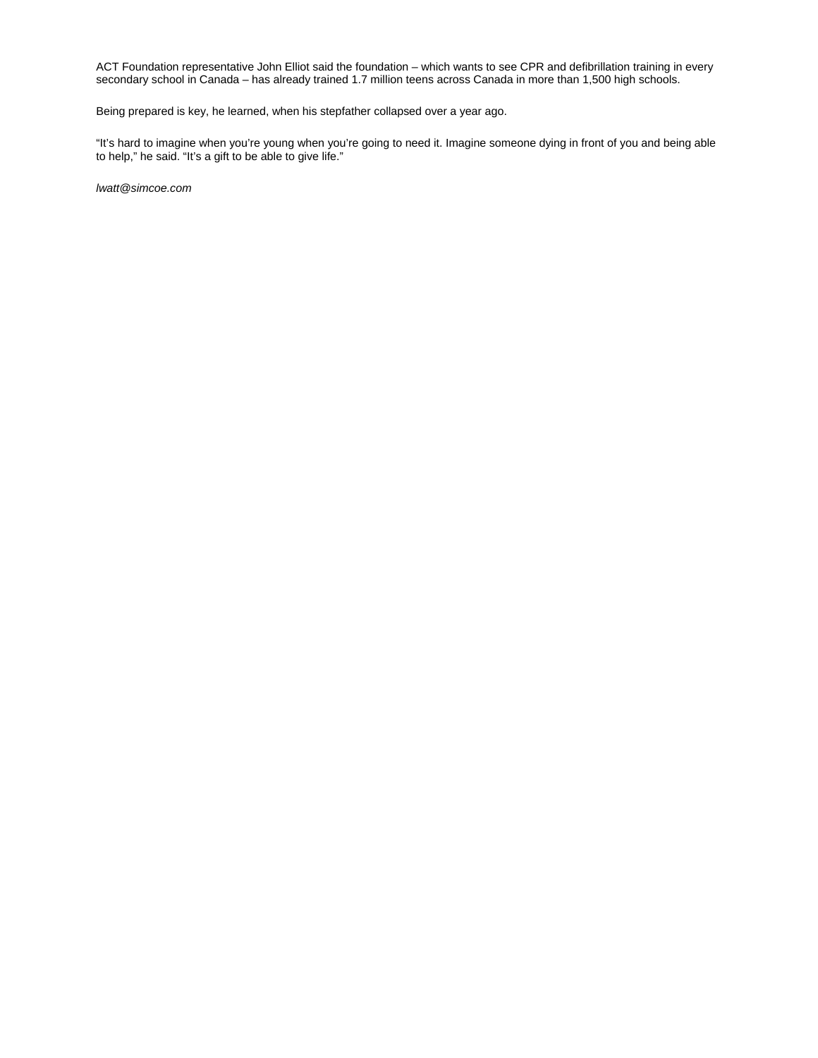ACT Foundation representative John Elliot said the foundation – which wants to see CPR and defibrillation training in every secondary school in Canada – has already trained 1.7 million teens across Canada in more than 1,500 high schools.

Being prepared is key, he learned, when his stepfather collapsed over a year ago.

“It’s hard to imagine when you’re young when you’re going to need it. Imagine someone dying in front of you and being able to help,” he said. “It’s a gift to be able to give life.”

*lwatt@simcoe.com*